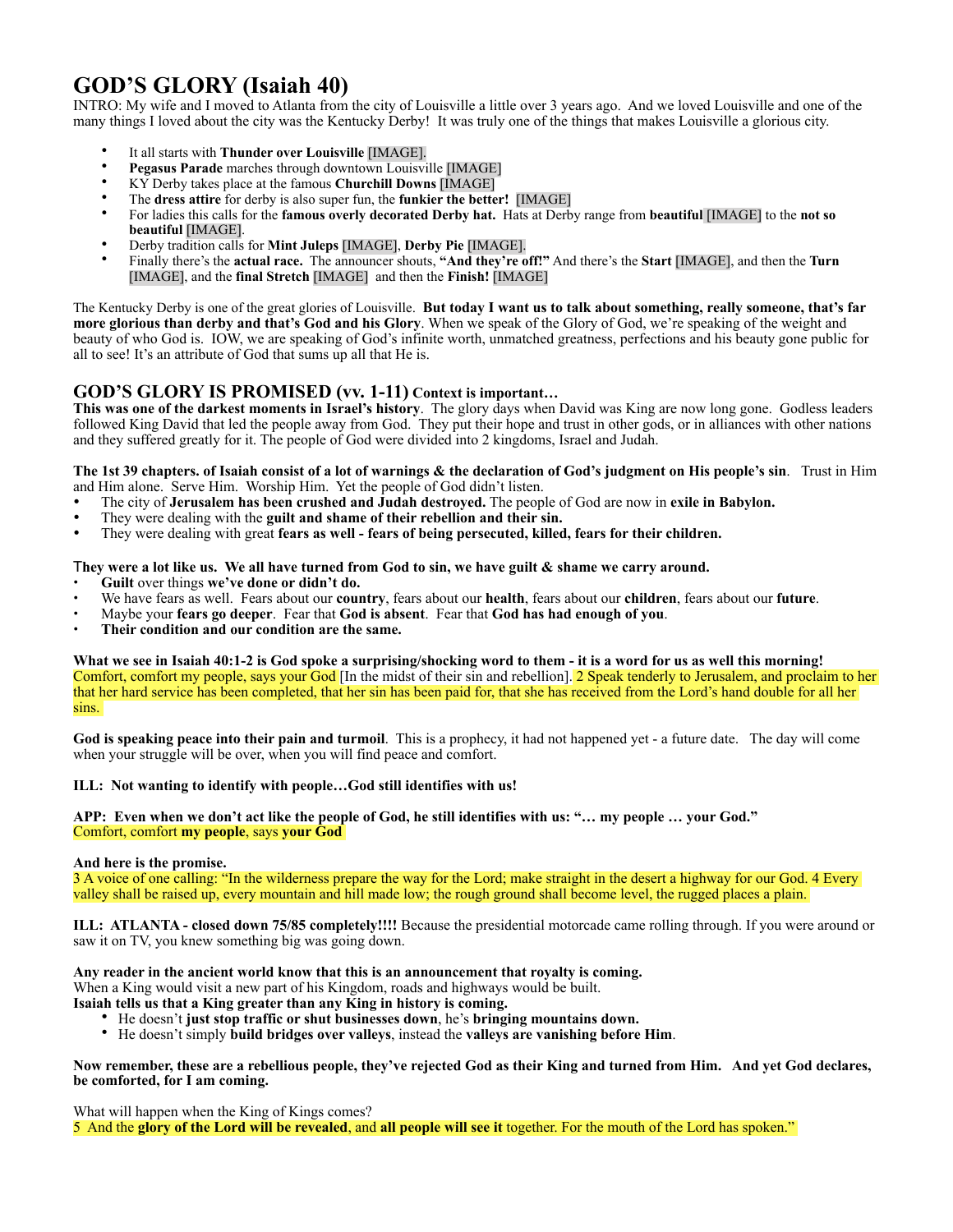# GOD'S GLORY (Isaiah 40)

INTRO: My wife and I moved to Atlanta from the city of Louisville a little over 3 years ago. And we loved Louisville and one of the many things I loved about the city was the Kentucky Derby! It was truly one of the things that makes Louisville a glorious city.

- It all starts with **Thunder over Louisville** [IMAGE].
- **Pegasus Parade** marches through downtown Louisville [IMAGE]
- KY Derby takes place at the famous **Churchill Downs** [IMAGE]
- The **dress attire** for derby is also super fun, the **funkier the better!** [IMAGE]
- For ladies this calls for the **famous overly decorated Derby hat.** Hats at Derby range from **beautiful** [IMAGE] to the **not so beautiful** [IMAGE].
- Derby tradition calls for **Mint Juleps** [IMAGE], **Derby Pie** [IMAGE].
- Finally there's the **actual race.** The announcer shouts, **"And they're off!"** And there's the **Start** [IMAGE], and then the **Turn** [IMAGE], and the **final Stretch** [IMAGE] and then the **Finish!** [IMAGE]

The Kentucky Derby is one of the great glories of Louisville. **But today I want us to talk about something, really someone, that's far more glorious than derby and that's God and his Glory**. When we speak of the Glory of God, we're speaking of the weight and beauty of who God is. IOW, we are speaking of God's infinite worth, unmatched greatness, perfections and his beauty gone public for all to see! It's an attribute of God that sums up all that He is.

## GOD'S GLORY IS PROMISED (vv. 1-11) Context is important…

**This was one of the darkest moments in Israel's history**. The glory days when David was King are now long gone. Godless leaders followed King David that led the people away from God. They put their hope and trust in other gods, or in alliances with other nations and they suffered greatly for it. The people of God were divided into 2 kingdoms, Israel and Judah.

**The 1st 39 chapters. of Isaiah consist of a lot of warnings & the declaration of God's judgment on His people's sin**. Trust in Him and Him alone. Serve Him. Worship Him. Yet the people of God didn't listen.

- The city of **Jerusalem has been crushed and Judah destroyed.** The people of God are now in **exile in Babylon.**
- They were dealing with the **guilt and shame of their rebellion and their sin.**
- They were dealing with great **fears as well - fears of being persecuted, killed, fears for their children.**

**They were a lot like us. We all have turned from God to sin, we have guilt & shame we carry around.**

- **Guilt** over things **we've done or didn't do.**
- We have fears as well. Fears about our **country**, fears about our **health**, fears about our **children**, fears about our **future**.
- Maybe your **fears go deeper**. Fear that **God is absent**. Fear that **God has had enough of you**.
- **Their condition and our condition are the same.**

**What we see in Isaiah 40:1-2 is God spoke a surprising/shocking word to them - it is a word for us as well this morning!**
Comfort, comfort my people, says your God [In the midst of their sin and rebellion]. 2 Speak tenderly to Jerusalem, and proclaim to her that her hard service has been completed, that her sin has been paid for, that she has received from the Lord's hand double for all her sins.

**God is speaking peace into their pain and turmoil**. This is a prophecy, it had not happened yet - a future date. The day will come when your struggle will be over, when you will find peace and comfort.

**ILL: Not wanting to identify with people…God still identifies with us!**

**APP: Even when we don't act like the people of God, he still identifies with us: "… my people … your God."**
Comfort, comfort **my people**, says **your God**

**And here is the promise.**
3 A voice of one calling: "In the wilderness prepare the way for the Lord; make straight in the desert a highway for our God. 4 Every valley shall be raised up, every mountain and hill made low; the rough ground shall become level, the rugged places a plain.

**ILL: ATLANTA - closed down 75/85 completely!!!!** Because the presidential motorcade came rolling through. If you were around or saw it on TV, you knew something big was going down.

**Any reader in the ancient world know that this is an announcement that royalty is coming.**
When a King would visit a new part of his Kingdom, roads and highways would be built.
**Isaiah tells us that a King greater than any King in history is coming.**

- He doesn't **just stop traffic or shut businesses down**, he's **bringing mountains down.**
- He doesn't simply **build bridges over valleys**, instead the **valleys are vanishing before Him**.

**Now remember, these are a rebellious people, they've rejected God as their King and turned from Him. And yet God declares, be comforted, for I am coming.**

What will happen when the King of Kings comes?
5 And the **glory of the Lord will be revealed**, and **all people will see it** together. For the mouth of the Lord has spoken."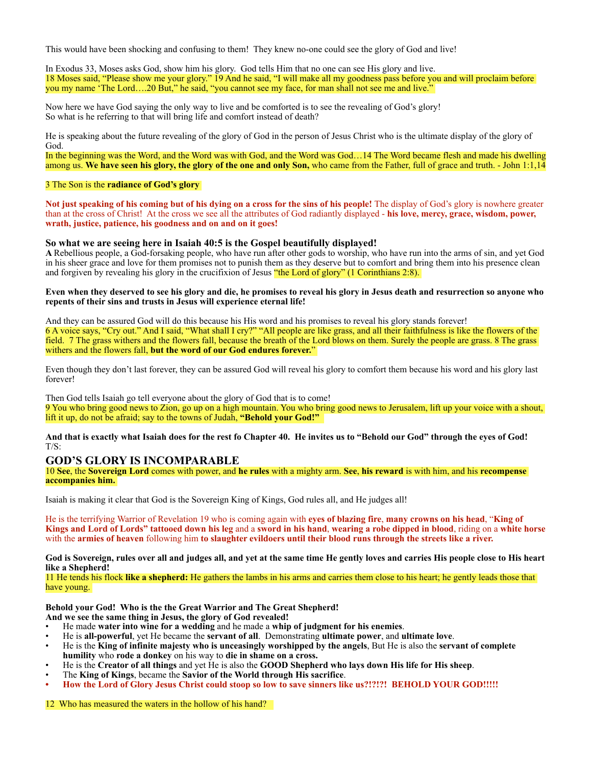This would have been shocking and confusing to them! They knew no-one could see the glory of God and live!

In Exodus 33, Moses asks God, show him his glory. God tells Him that no one can see His glory and live.
18 Moses said, "Please show me your glory." 19 And he said, "I will make all my goodness pass before you and will proclaim before you my name 'The Lord….20 But," he said, "you cannot see my face, for man shall not see me and live."

Now here we have God saying the only way to live and be comforted is to see the revealing of God's glory!
So what is he referring to that will bring life and comfort instead of death?

He is speaking about the future revealing of the glory of God in the person of Jesus Christ who is the ultimate display of the glory of God.
In the beginning was the Word, and the Word was with God, and the Word was God…14 The Word became flesh and made his dwelling among us. **We have seen his glory, the glory of the one and only Son,** who came from the Father, full of grace and truth. - John 1:1,14

3 The Son is the **radiance of God's glory**

**Not just speaking of his coming but of his dying on a cross for the sins of his people!** The display of God's glory is nowhere greater than at the cross of Christ! At the cross we see all the attributes of God radiantly displayed - **his love, mercy, grace, wisdom, power, wrath, justice, patience, his goodness and on and on it goes!**

### So what we are seeing here in Isaiah 40:5 is the Gospel beautifully displayed!

**A** Rebellious people, a God-forsaking people, who have run after other gods to worship, who have run into the arms of sin, and yet God in his sheer grace and love for them promises not to punish them as they deserve but to comfort and bring them into his presence clean and forgiven by revealing his glory in the crucifixion of Jesus "the Lord of glory" (1 Corinthians 2:8).

**Even when they deserved to see his glory and die, he promises to reveal his glory in Jesus death and resurrection so anyone who repents of their sins and trusts in Jesus will experience eternal life!**

And they can be assured God will do this because his His word and his promises to reveal his glory stands forever!
6 A voice says, "Cry out." And I said, "What shall I cry?" "All people are like grass, and all their faithfulness is like the flowers of the field. 7 The grass withers and the flowers fall, because the breath of the Lord blows on them. Surely the people are grass. 8 The grass withers and the flowers fall, **but the word of our God endures forever.**"

Even though they don't last forever, they can be assured God will reveal his glory to comfort them because his word and his glory last forever!

Then God tells Isaiah go tell everyone about the glory of God that is to come!
9 You who bring good news to Zion, go up on a high mountain. You who bring good news to Jerusalem, lift up your voice with a shout, lift it up, do not be afraid; say to the towns of Judah, **"Behold your God!"**

**And that is exactly what Isaiah does for the rest fo Chapter 40. He invites us to "Behold our God" through the eyes of God!**
T/S:

## GOD'S GLORY IS INCOMPARABLE

10 **See**, the **Sovereign Lord** comes with power, and **he rules** with a mighty arm. **See**, **his reward** is with him, and his **recompense accompanies him.**

Isaiah is making it clear that God is the Sovereign King of Kings, God rules all, and He judges all!

He is the terrifying Warrior of Revelation 19 who is coming again with **eyes of blazing fire**, **many crowns on his head**, "**King of Kings and Lord of Lords" tattooed down his leg** and a **sword in his hand**, **wearing a robe dipped in blood**, riding on a **white horse** with the **armies of heaven** following him **to slaughter evildoers until their blood runs through the streets like a river.**

**God is Sovereign, rules over all and judges all, and yet at the same time He gently loves and carries His people close to His heart like a Shepherd!**
11 He tends his flock **like a shepherd:** He gathers the lambs in his arms and carries them close to his heart; he gently leads those that have young.

**Behold your God! Who is the the Great Warrior and The Great Shepherd!**
**And we see the same thing in Jesus, the glory of God revealed!**

- He made **water into wine for a wedding** and he made a **whip of judgment for his enemies**.
- He is **all-powerful**, yet He became the **servant of all**. Demonstrating **ultimate power**, and **ultimate love**.
- He is the **King of infinite majesty who is unceasingly worshipped by the angels**, But He is also the **servant of complete humility** who **rode a donkey** on his way to **die in shame on a cross.**
- He is the **Creator of all things** and yet He is also the **GOOD Shepherd who lays down His life for His sheep**.
- The **King of Kings**, became the **Savior of the World through His sacrifice**.
- **How the Lord of Glory Jesus Christ could stoop so low to save sinners like us?!?!?! BEHOLD YOUR GOD!!!!!**

12 Who has measured the waters in the hollow of his hand?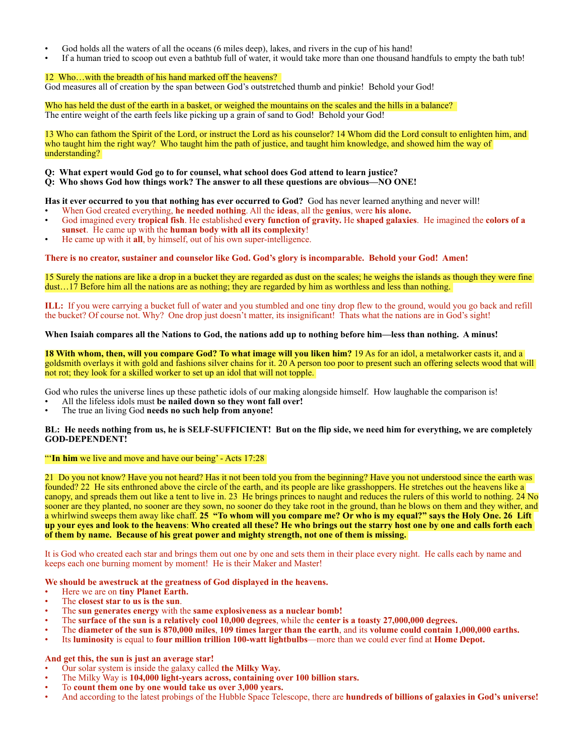- God holds all the waters of all the oceans (6 miles deep), lakes, and rivers in the cup of his hand!
- If a human tried to scoop out even a bathtub full of water, it would take more than one thousand handfuls to empty the bath tub!

12 Who…with the breadth of his hand marked off the heavens?
God measures all of creation by the span between God's outstretched thumb and pinkie! Behold your God!

Who has held the dust of the earth in a basket, or weighed the mountains on the scales and the hills in a balance?
The entire weight of the earth feels like picking up a grain of sand to God! Behold your God!

13 Who can fathom the Spirit of the Lord, or instruct the Lord as his counselor? 14 Whom did the Lord consult to enlighten him, and who taught him the right way? Who taught him the path of justice, and taught him knowledge, and showed him the way of understanding?

**Q: What expert would God go to for counsel, what school does God attend to learn justice?**
**Q: Who shows God how things work? The answer to all these questions are obvious—NO ONE!**

**Has it ever occurred to you that nothing has ever occurred to God?** God has never learned anything and never will!
- When God created everything, **he needed nothing**. All the **ideas**, all the **genius**, were **his alone.**
- God imagined every **tropical fish**. He established **every function of gravity.** He **shaped galaxies**. He imagined the **colors of a sunset**. He came up with the **human body with all its complexity**!
- He came up with it **all**, by himself, out of his own super-intelligence.

**There is no creator, sustainer and counselor like God. God's glory is incomparable. Behold your God! Amen!**

15 Surely the nations are like a drop in a bucket they are regarded as dust on the scales; he weighs the islands as though they were fine dust…17 Before him all the nations are as nothing; they are regarded by him as worthless and less than nothing.

**ILL:** If you were carrying a bucket full of water and you stumbled and one tiny drop flew to the ground, would you go back and refill the bucket? Of course not. Why? One drop just doesn't matter, its insignificant! Thats what the nations are in God's sight!

**When Isaiah compares all the Nations to God, the nations add up to nothing before him—less than nothing. A minus!**

**18 With whom, then, will you compare God? To what image will you liken him?** 19 As for an idol, a metalworker casts it, and a goldsmith overlays it with gold and fashions silver chains for it. 20 A person too poor to present such an offering selects wood that will not rot; they look for a skilled worker to set up an idol that will not topple.

God who rules the universe lines up these pathetic idols of our making alongside himself. How laughable the comparison is!
- All the lifeless idols must **be nailed down so they wont fall over!**
- The true an living God **needs no such help from anyone!**

**BL: He needs nothing from us, he is SELF-SUFFICIENT! But on the flip side, we need him for everything, we are completely GOD-DEPENDENT!**

"'**In him** we live and move and have our being' - Acts 17:28

21 Do you not know? Have you not heard? Has it not been told you from the beginning? Have you not understood since the earth was founded? 22 He sits enthroned above the circle of the earth, and its people are like grasshoppers. He stretches out the heavens like a canopy, and spreads them out like a tent to live in. 23 He brings princes to naught and reduces the rulers of this world to nothing. 24 No sooner are they planted, no sooner are they sown, no sooner do they take root in the ground, than he blows on them and they wither, and a whirlwind sweeps them away like chaff. **25 "To whom will you compare me? Or who is my equal?" says the Holy One. 26 Lift up your eyes and look to the heavens**: **Who created all these? He who brings out the starry host one by one and calls forth each of them by name. Because of his great power and mighty strength, not one of them is missing.**

It is God who created each star and brings them out one by one and sets them in their place every night. He calls each by name and keeps each one burning moment by moment! He is their Maker and Master!

**We should be awestruck at the greatness of God displayed in the heavens.**
- Here we are on **tiny Planet Earth.**
- The **closest star to us is the sun**.
- The **sun generates energy** with the **same explosiveness as a nuclear bomb!**
- The **surface of the sun is a relatively cool 10,000 degrees**, while the **center is a toasty 27,000,000 degrees.**
- The **diameter of the sun is 870,000 miles**, **109 times larger than the earth**, and its **volume could contain 1,000,000 earths.**
- Its **luminosity** is equal to **four million trillion 100-watt lightbulbs**—more than we could ever find at **Home Depot.**

**And get this, the sun is just an average star!**
- Our solar system is inside the galaxy called **the Milky Way.**
- The Milky Way is **104,000 light-years across, containing over 100 billion stars.**
- To **count them one by one would take us over 3,000 years.**
- And according to the latest probings of the Hubble Space Telescope, there are **hundreds of billions of galaxies in God's universe!**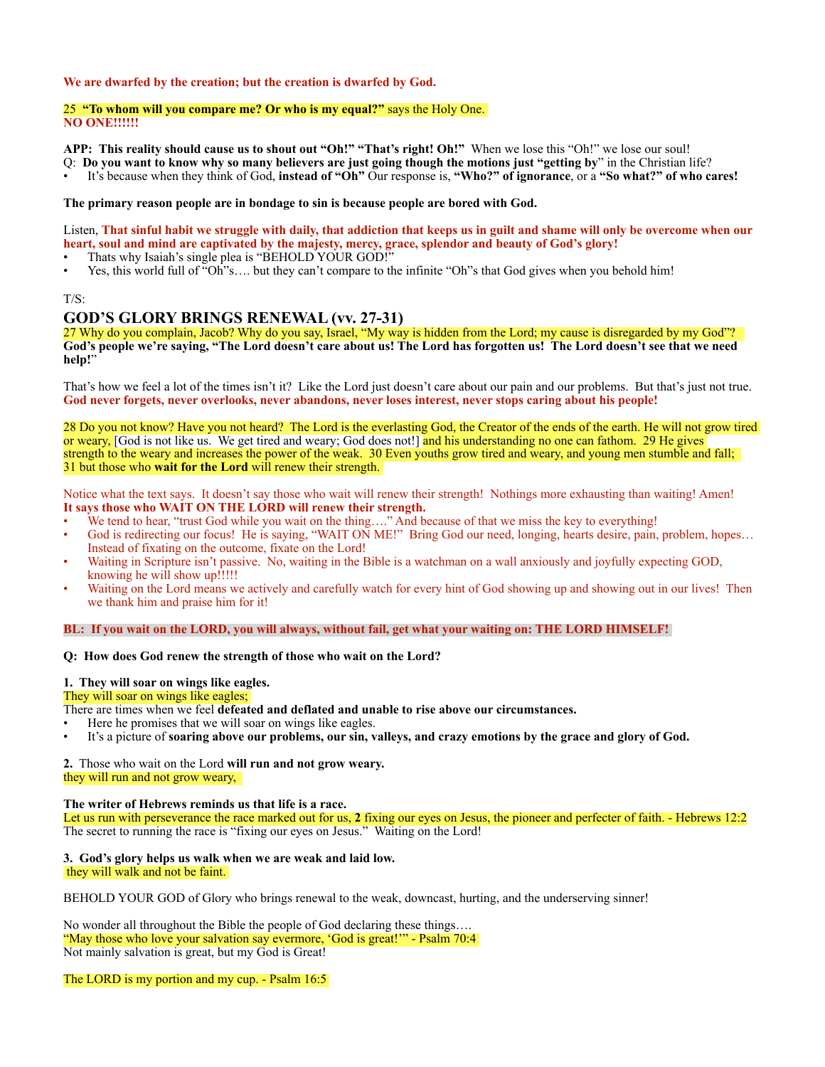**We are dwarfed by the creation; but the creation is dwarfed by God.**

25 **"To whom will you compare me? Or who is my equal?"** says the Holy One.
**NO ONE!!!!!!**

**APP: This reality should cause us to shout out "Oh!" "That's right! Oh!"** When we lose this "Oh!" we lose our soul!
Q: **Do you want to know why so many believers are just going though the motions just "getting by"** in the Christian life?
- It's because when they think of God, **instead of "Oh"** Our response is, **"Who?" of ignorance**, or a **"So what?" of who cares!**

**The primary reason people are in bondage to sin is because people are bored with God.**

Listen, **That sinful habit we struggle with daily, that addiction that keeps us in guilt and shame will only be overcome when our heart, soul and mind are captivated by the majesty, mercy, grace, splendor and beauty of God's glory!**
- Thats why Isaiah's single plea is "BEHOLD YOUR GOD!"
- Yes, this world full of "Oh"s…. but they can't compare to the infinite "Oh"s that God gives when you behold him!

T/S:

## GOD'S GLORY BRINGS RENEWAL (vv. 27-31)

27 Why do you complain, Jacob? Why do you say, Israel, "My way is hidden from the Lord; my cause is disregarded by my God"?
**God's people we're saying, "The Lord doesn't care about us! The Lord has forgotten us! The Lord doesn't see that we need help!"**

That's how we feel a lot of the times isn't it? Like the Lord just doesn't care about our pain and our problems. But that's just not true. **God never forgets, never overlooks, never abandons, never loses interest, never stops caring about his people!**

28 Do you not know? Have you not heard? The Lord is the everlasting God, the Creator of the ends of the earth. He will not grow tired or weary, [God is not like us. We get tired and weary; God does not!] and his understanding no one can fathom. 29 He gives strength to the weary and increases the power of the weak. 30 Even youths grow tired and weary, and young men stumble and fall; 31 but those who **wait for the Lord** will renew their strength.

Notice what the text says. It doesn't say those who wait will renew their strength! Nothings more exhausting than waiting! Amen!
**It says those who WAIT ON THE LORD will renew their strength.**
- We tend to hear, "trust God while you wait on the thing…." And because of that we miss the key to everything!
- God is redirecting our focus! He is saying, "WAIT ON ME!" Bring God our need, longing, hearts desire, pain, problem, hopes… Instead of fixating on the outcome, fixate on the Lord!
- Waiting in Scripture isn't passive. No, waiting in the Bible is a watchman on a wall anxiously and joyfully expecting GOD, knowing he will show up!!!!!
- Waiting on the Lord means we actively and carefully watch for every hint of God showing up and showing out in our lives! Then we thank him and praise him for it!

**BL: If you wait on the LORD, you will always, without fail, get what your waiting on: THE LORD HIMSELF!**

**Q: How does God renew the strength of those who wait on the Lord?**

**1. They will soar on wings like eagles.**
They will soar on wings like eagles;
There are times when we feel **defeated and deflated and unable to rise above our circumstances.**
- Here he promises that we will soar on wings like eagles.
- It's a picture of **soaring above our problems, our sin, valleys, and crazy emotions by the grace and glory of God.**

**2.** Those who wait on the Lord **will run and not grow weary.**
they will run and not grow weary,

**The writer of Hebrews reminds us that life is a race.**
Let us run with perseverance the race marked out for us, **2** fixing our eyes on Jesus, the pioneer and perfecter of faith. - Hebrews 12:2
The secret to running the race is "fixing our eyes on Jesus." Waiting on the Lord!

**3. God's glory helps us walk when we are weak and laid low.**
they will walk and not be faint.

BEHOLD YOUR GOD of Glory who brings renewal to the weak, downcast, hurting, and the underserving sinner!

No wonder all throughout the Bible the people of God declaring these things….
"May those who love your salvation say evermore, 'God is great!'" - Psalm 70:4
Not mainly salvation is great, but my God is Great!

The LORD is my portion and my cup. - Psalm 16:5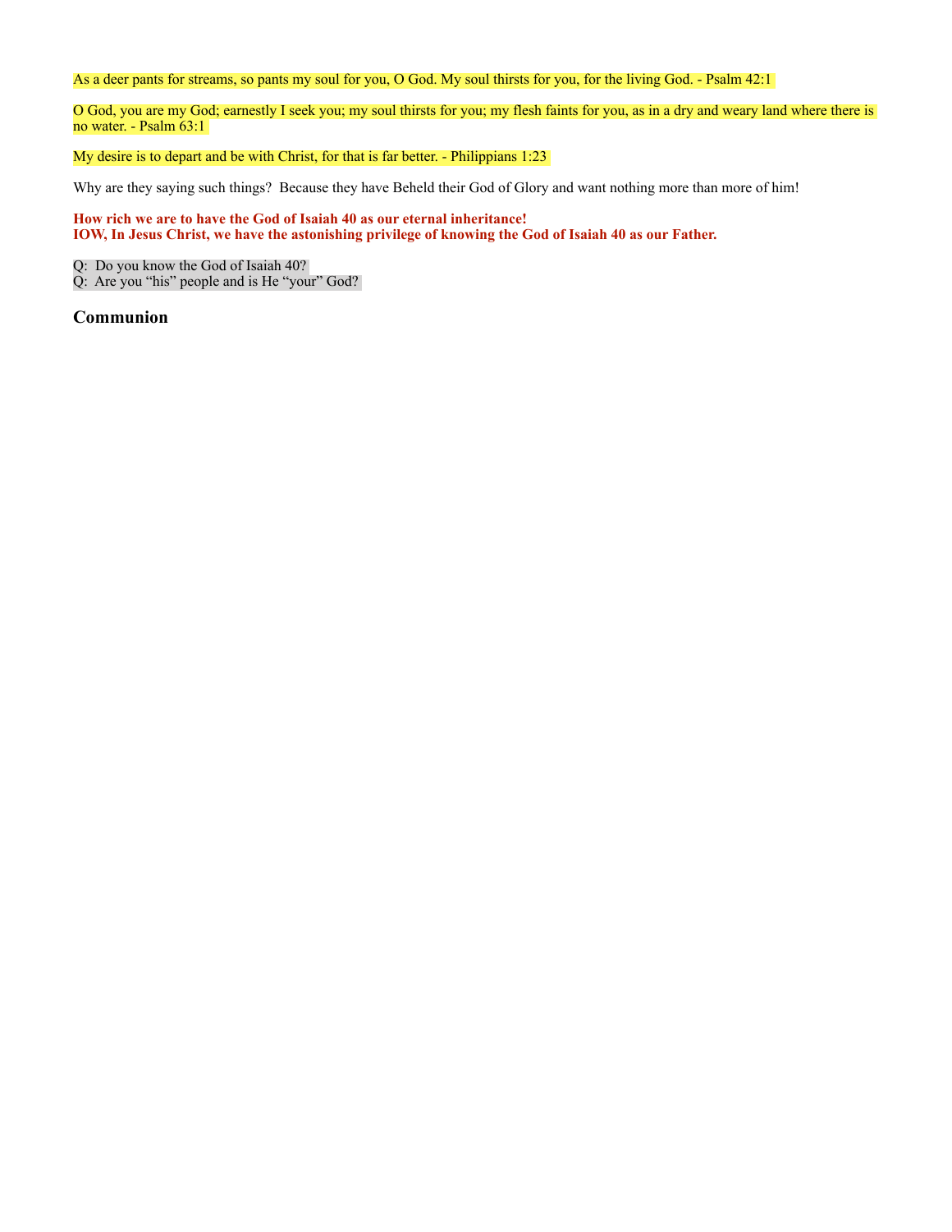As a deer pants for streams, so pants my soul for you, O God. My soul thirsts for you, for the living God. - Psalm 42:1

O God, you are my God; earnestly I seek you; my soul thirsts for you; my flesh faints for you, as in a dry and weary land where there is no water. - Psalm 63:1

My desire is to depart and be with Christ, for that is far better. - Philippians 1:23

Why are they saying such things?  Because they have Beheld their God of Glory and want nothing more than more of him!

**How rich we are to have the God of Isaiah 40 as our eternal inheritance!**
**IOW, In Jesus Christ, we have the astonishing privilege of knowing the God of Isaiah 40 as our Father.**

Q:  Do you know the God of Isaiah 40?
Q:  Are you "his" people and is He "your" God?

### Communion